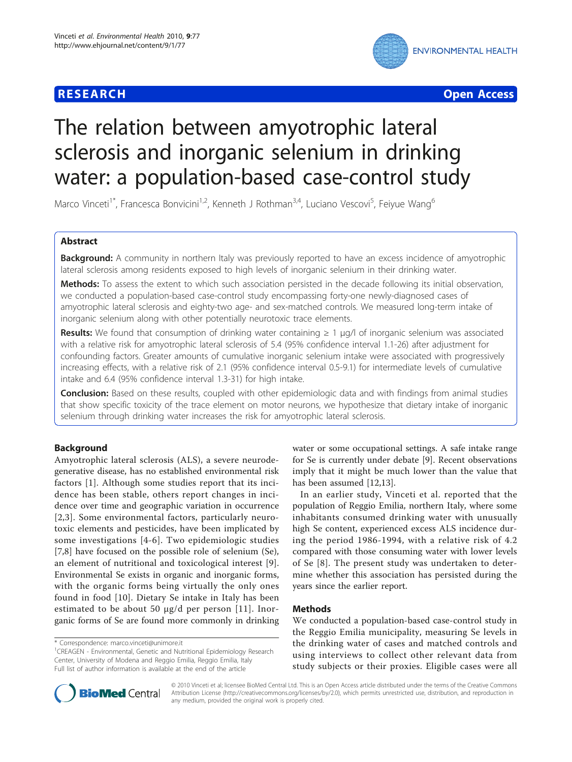**RESEARCH** **Open Access**

# The relation between amyotrophic lateral sclerosis and inorganic selenium in drinking water: a population-based case-control study

Marco Vinceti[1*], Francesca Bonvicini[1,2], Kenneth J Rothman[3,4], Luciano Vescovi[5], Feiyue Wang[6]

## Abstract

**Background:** A community in northern Italy was previously reported to have an excess incidence of amyotrophic lateral sclerosis among residents exposed to high levels of inorganic selenium in their drinking water.

**Methods:** To assess the extent to which such association persisted in the decade following its initial observation, we conducted a population-based case-control study encompassing forty-one newly-diagnosed cases of amyotrophic lateral sclerosis and eighty-two age- and sex-matched controls. We measured long-term intake of inorganic selenium along with other potentially neurotoxic trace elements.

**Results:** We found that consumption of drinking water containing ≥ 1 μg/l of inorganic selenium was associated with a relative risk for amyotrophic lateral sclerosis of 5.4 (95% confidence interval 1.1-26) after adjustment for confounding factors. Greater amounts of cumulative inorganic selenium intake were associated with progressively increasing effects, with a relative risk of 2.1 (95% confidence interval 0.5-9.1) for intermediate levels of cumulative intake and 6.4 (95% confidence interval 1.3-31) for high intake.

**Conclusion:** Based on these results, coupled with other epidemiologic data and with findings from animal studies that show specific toxicity of the trace element on motor neurons, we hypothesize that dietary intake of inorganic selenium through drinking water increases the risk for amyotrophic lateral sclerosis.

## Background

Amyotrophic lateral sclerosis (ALS), a severe neurodegenerative disease, has no established environmental risk factors [1]. Although some studies report that its incidence has been stable, others report changes in incidence over time and geographic variation in occurrence [2,3]. Some environmental factors, particularly neurotoxic elements and pesticides, have been implicated by some investigations [4-6]. Two epidemiologic studies [7,8] have focused on the possible role of selenium (Se), an element of nutritional and toxicological interest [9]. Environmental Se exists in organic and inorganic forms, with the organic forms being virtually the only ones found in food [10]. Dietary Se intake in Italy has been estimated to be about 50 μg/d per person [11]. Inorganic forms of Se are found more commonly in drinking water or some occupational settings. A safe intake range for Se is currently under debate [9]. Recent observations imply that it might be much lower than the value that has been assumed [12,13].

In an earlier study, Vinceti et al. reported that the population of Reggio Emilia, northern Italy, where some inhabitants consumed drinking water with unusually high Se content, experienced excess ALS incidence during the period 1986-1994, with a relative risk of 4.2 compared with those consuming water with lower levels of Se [8]. The present study was undertaken to determine whether this association has persisted during the years since the earlier report.

## Methods

We conducted a population-based case-control study in the Reggio Emilia municipality, measuring Se levels in the drinking water of cases and matched controls and using interviews to collect other relevant data from study subjects or their proxies. Eligible cases were all

\* Correspondence: marco.vinceti@unimore.it

[1]CREAGEN - Environmental, Genetic and Nutritional Epidemiology Research Center, University of Modena and Reggio Emilia, Reggio Emilia, Italy

Full list of author information is available at the end of the article

© 2010 Vinceti et al; licensee BioMed Central Ltd. This is an Open Access article distributed under the terms of the Creative Commons Attribution License (http://creativecommons.org/licenses/by/2.0), which permits unrestricted use, distribution, and reproduction in any medium, provided the original work is properly cited.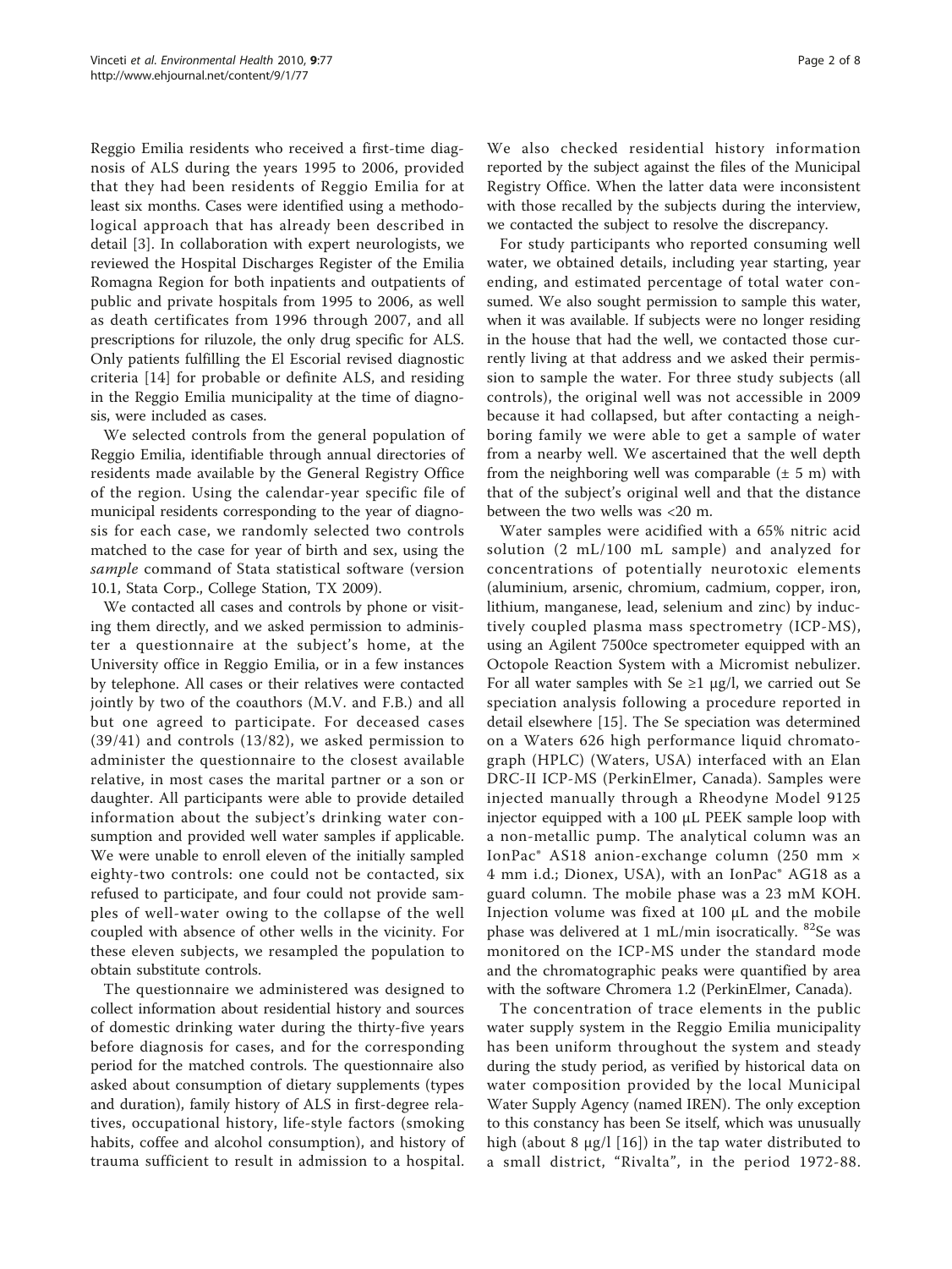Reggio Emilia residents who received a first-time diagnosis of ALS during the years 1995 to 2006, provided that they had been residents of Reggio Emilia for at least six months. Cases were identified using a methodological approach that has already been described in detail [3]. In collaboration with expert neurologists, we reviewed the Hospital Discharges Register of the Emilia Romagna Region for both inpatients and outpatients of public and private hospitals from 1995 to 2006, as well as death certificates from 1996 through 2007, and all prescriptions for riluzole, the only drug specific for ALS. Only patients fulfilling the El Escorial revised diagnostic criteria [14] for probable or definite ALS, and residing in the Reggio Emilia municipality at the time of diagnosis, were included as cases.

We selected controls from the general population of Reggio Emilia, identifiable through annual directories of residents made available by the General Registry Office of the region. Using the calendar-year specific file of municipal residents corresponding to the year of diagnosis for each case, we randomly selected two controls matched to the case for year of birth and sex, using the *sample* command of Stata statistical software (version 10.1, Stata Corp., College Station, TX 2009).

We contacted all cases and controls by phone or visiting them directly, and we asked permission to administer a questionnaire at the subject's home, at the University office in Reggio Emilia, or in a few instances by telephone. All cases or their relatives were contacted jointly by two of the coauthors (M.V. and F.B.) and all but one agreed to participate. For deceased cases (39/41) and controls (13/82), we asked permission to administer the questionnaire to the closest available relative, in most cases the marital partner or a son or daughter. All participants were able to provide detailed information about the subject's drinking water consumption and provided well water samples if applicable. We were unable to enroll eleven of the initially sampled eighty-two controls: one could not be contacted, six refused to participate, and four could not provide samples of well-water owing to the collapse of the well coupled with absence of other wells in the vicinity. For these eleven subjects, we resampled the population to obtain substitute controls.

The questionnaire we administered was designed to collect information about residential history and sources of domestic drinking water during the thirty-five years before diagnosis for cases, and for the corresponding period for the matched controls. The questionnaire also asked about consumption of dietary supplements (types and duration), family history of ALS in first-degree relatives, occupational history, life-style factors (smoking habits, coffee and alcohol consumption), and history of trauma sufficient to result in admission to a hospital.

We also checked residential history information reported by the subject against the files of the Municipal Registry Office. When the latter data were inconsistent with those recalled by the subjects during the interview, we contacted the subject to resolve the discrepancy.

For study participants who reported consuming well water, we obtained details, including year starting, year ending, and estimated percentage of total water consumed. We also sought permission to sample this water, when it was available. If subjects were no longer residing in the house that had the well, we contacted those currently living at that address and we asked their permission to sample the water. For three study subjects (all controls), the original well was not accessible in 2009 because it had collapsed, but after contacting a neighboring family we were able to get a sample of water from a nearby well. We ascertained that the well depth from the neighboring well was comparable (± 5 m) with that of the subject's original well and that the distance between the two wells was <20 m.

Water samples were acidified with a 65% nitric acid solution (2 mL/100 mL sample) and analyzed for concentrations of potentially neurotoxic elements (aluminium, arsenic, chromium, cadmium, copper, iron, lithium, manganese, lead, selenium and zinc) by inductively coupled plasma mass spectrometry (ICP-MS), using an Agilent 7500ce spectrometer equipped with an Octopole Reaction System with a Micromist nebulizer. For all water samples with Se ≥1 μg/l, we carried out Se speciation analysis following a procedure reported in detail elsewhere [15]. The Se speciation was determined on a Waters 626 high performance liquid chromatograph (HPLC) (Waters, USA) interfaced with an Elan DRC-II ICP-MS (PerkinElmer, Canada). Samples were injected manually through a Rheodyne Model 9125 injector equipped with a 100 μL PEEK sample loop with a non-metallic pump. The analytical column was an IonPac® AS18 anion-exchange column (250 mm × 4 mm i.d.; Dionex, USA), with an IonPac® AG18 as a guard column. The mobile phase was a 23 mM KOH. Injection volume was fixed at 100 μL and the mobile phase was delivered at 1 mL/min isocratically. $^{82}$Se was monitored on the ICP-MS under the standard mode and the chromatographic peaks were quantified by area with the software Chromera 1.2 (PerkinElmer, Canada).

The concentration of trace elements in the public water supply system in the Reggio Emilia municipality has been uniform throughout the system and steady during the study period, as verified by historical data on water composition provided by the local Municipal Water Supply Agency (named IREN). The only exception to this constancy has been Se itself, which was unusually high (about 8 μg/l [16]) in the tap water distributed to a small district, "Rivalta", in the period 1972-88.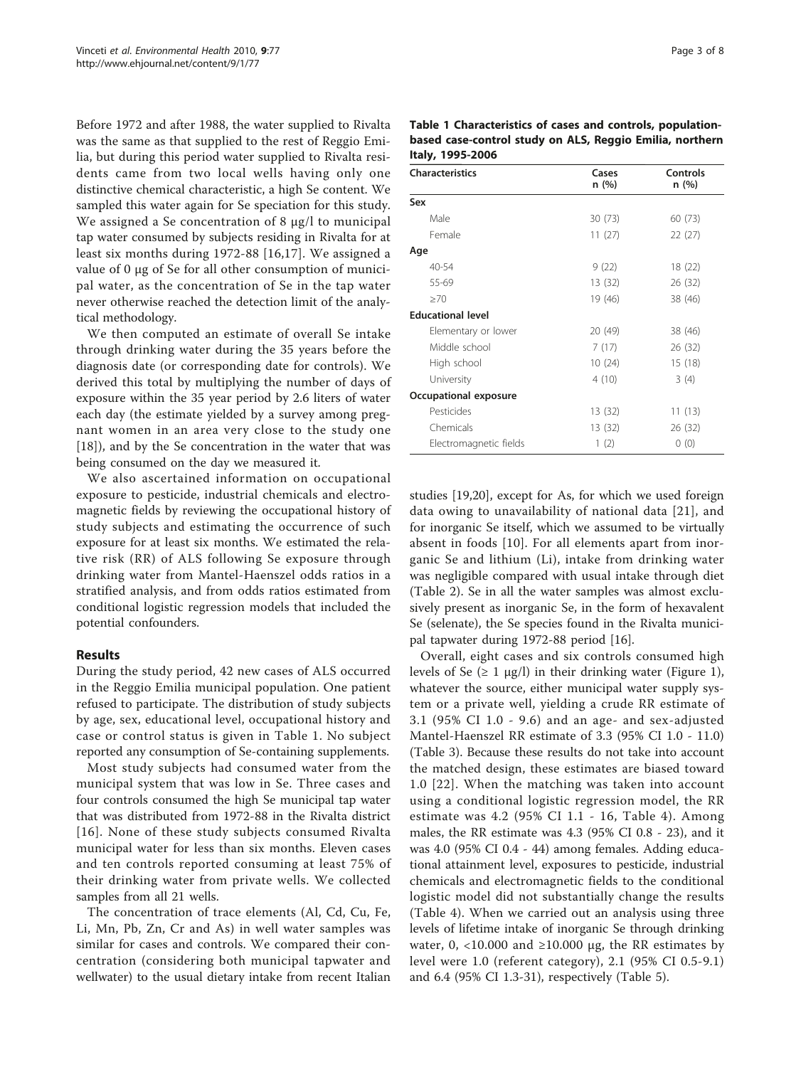Before 1972 and after 1988, the water supplied to Rivalta was the same as that supplied to the rest of Reggio Emilia, but during this period water supplied to Rivalta residents came from two local wells having only one distinctive chemical characteristic, a high Se content. We sampled this water again for Se speciation for this study. We assigned a Se concentration of 8 μg/l to municipal tap water consumed by subjects residing in Rivalta for at least six months during 1972-88 [16,17]. We assigned a value of 0 μg of Se for all other consumption of municipal water, as the concentration of Se in the tap water never otherwise reached the detection limit of the analytical methodology.

We then computed an estimate of overall Se intake through drinking water during the 35 years before the diagnosis date (or corresponding date for controls). We derived this total by multiplying the number of days of exposure within the 35 year period by 2.6 liters of water each day (the estimate yielded by a survey among pregnant women in an area very close to the study one [18]), and by the Se concentration in the water that was being consumed on the day we measured it.

We also ascertained information on occupational exposure to pesticide, industrial chemicals and electromagnetic fields by reviewing the occupational history of study subjects and estimating the occurrence of such exposure for at least six months. We estimated the relative risk (RR) of ALS following Se exposure through drinking water from Mantel-Haenszel odds ratios in a stratified analysis, and from odds ratios estimated from conditional logistic regression models that included the potential confounders.

## Results

During the study period, 42 new cases of ALS occurred in the Reggio Emilia municipal population. One patient refused to participate. The distribution of study subjects by age, sex, educational level, occupational history and case or control status is given in Table 1. No subject reported any consumption of Se-containing supplements.

Most study subjects had consumed water from the municipal system that was low in Se. Three cases and four controls consumed the high Se municipal tap water that was distributed from 1972-88 in the Rivalta district [16]. None of these study subjects consumed Rivalta municipal water for less than six months. Eleven cases and ten controls reported consuming at least 75% of their drinking water from private wells. We collected samples from all 21 wells.

The concentration of trace elements (Al, Cd, Cu, Fe, Li, Mn, Pb, Zn, Cr and As) in well water samples was similar for cases and controls. We compared their concentration (considering both municipal tapwater and wellwater) to the usual dietary intake from recent Italian studies [19,20], except for As, for which we used foreign data owing to unavailability of national data [21], and for inorganic Se itself, which we assumed to be virtually absent in foods [10]. For all elements apart from inorganic Se and lithium (Li), intake from drinking water was negligible compared with usual intake through diet (Table 2). Se in all the water samples was almost exclusively present as inorganic Se, in the form of hexavalent Se (selenate), the Se species found in the Rivalta municipal tapwater during 1972-88 period [16].

**Table 1 Characteristics of cases and controls, population-based case-control study on ALS, Reggio Emilia, northern Italy, 1995-2006**

| Characteristics | Cases n (%) | Controls n (%) |
|---|---|---|
| **Sex** | | |
| Male | 30 (73) | 60 (73) |
| Female | 11 (27) | 22 (27) |
| **Age** | | |
| 40-54 | 9 (22) | 18 (22) |
| 55-69 | 13 (32) | 26 (32) |
| ≥70 | 19 (46) | 38 (46) |
| **Educational level** | | |
| Elementary or lower | 20 (49) | 38 (46) |
| Middle school | 7 (17) | 26 (32) |
| High school | 10 (24) | 15 (18) |
| University | 4 (10) | 3 (4) |
| **Occupational exposure** | | |
| Pesticides | 13 (32) | 11 (13) |
| Chemicals | 13 (32) | 26 (32) |
| Electromagnetic fields | 1 (2) | 0 (0) |

Overall, eight cases and six controls consumed high levels of Se (≥ 1 μg/l) in their drinking water (Figure 1), whatever the source, either municipal water supply system or a private well, yielding a crude RR estimate of 3.1 (95% CI 1.0 - 9.6) and an age- and sex-adjusted Mantel-Haenszel RR estimate of 3.3 (95% CI 1.0 - 11.0) (Table 3). Because these results do not take into account the matched design, these estimates are biased toward 1.0 [22]. When the matching was taken into account using a conditional logistic regression model, the RR estimate was 4.2 (95% CI 1.1 - 16, Table 4). Among males, the RR estimate was 4.3 (95% CI 0.8 - 23), and it was 4.0 (95% CI 0.4 - 44) among females. Adding educational attainment level, exposures to pesticide, industrial chemicals and electromagnetic fields to the conditional logistic model did not substantially change the results (Table 4). When we carried out an analysis using three levels of lifetime intake of inorganic Se through drinking water, 0, <10.000 and ≥10.000 μg, the RR estimates by level were 1.0 (referent category), 2.1 (95% CI 0.5-9.1) and 6.4 (95% CI 1.3-31), respectively (Table 5).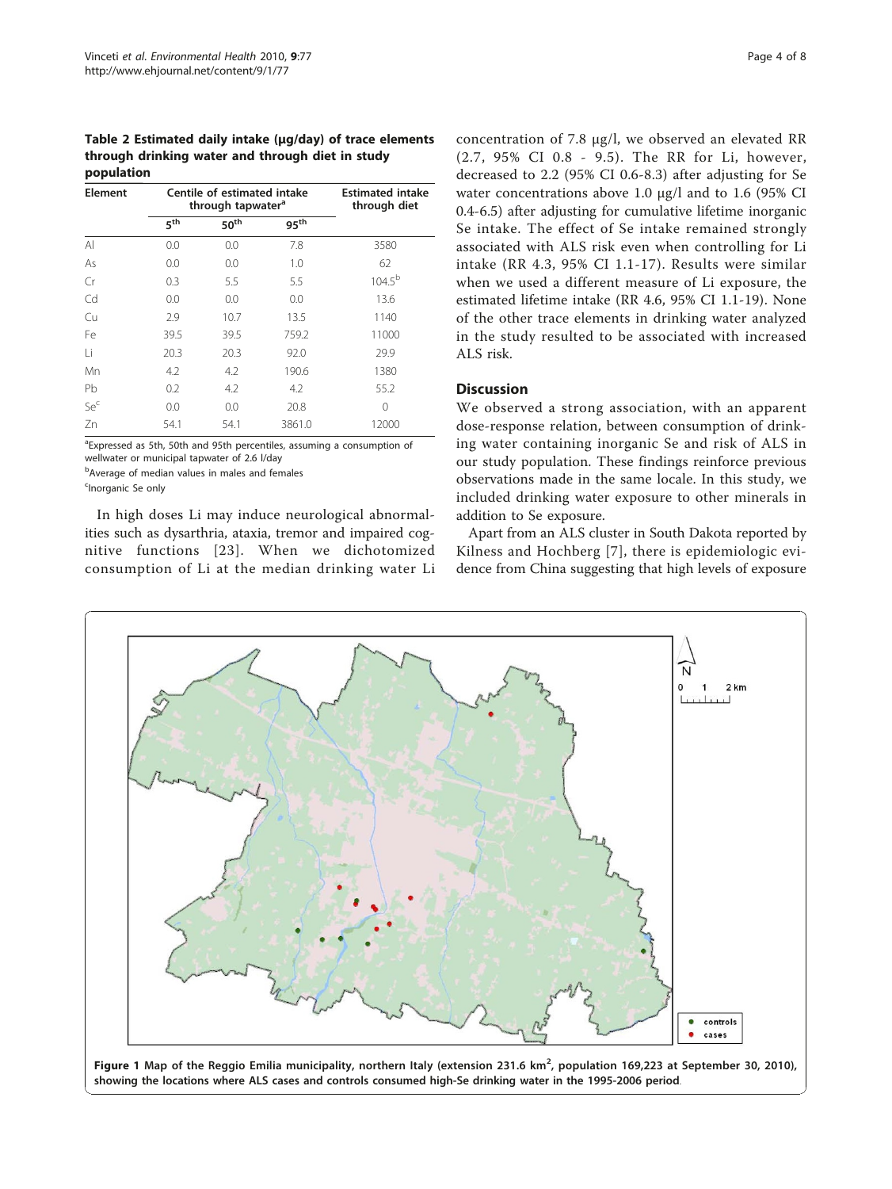**Table 2 Estimated daily intake (μg/day) of trace elements through drinking water and through diet in study population**

| Element | Centile of estimated intake through tapwater[a] | | | Estimated intake through diet |
|---|---|---|---|---|
| | 5[th] | 50[th] | 95[th] | |
| Al | 0.0 | 0.0 | 7.8 | 3580 |
| As | 0.0 | 0.0 | 1.0 | 62 |
| Cr | 0.3 | 5.5 | 5.5 | 104.5[b] |
| Cd | 0.0 | 0.0 | 0.0 | 13.6 |
| Cu | 2.9 | 10.7 | 13.5 | 1140 |
| Fe | 39.5 | 39.5 | 759.2 | 11000 |
| Li | 20.3 | 20.3 | 92.0 | 29.9 |
| Mn | 4.2 | 4.2 | 190.6 | 1380 |
| Pb | 0.2 | 4.2 | 4.2 | 55.2 |
| Se[c] | 0.0 | 0.0 | 20.8 | 0 |
| Zn | 54.1 | 54.1 | 3861.0 | 12000 |

[a]Expressed as 5th, 50th and 95th percentiles, assuming a consumption of wellwater or municipal tapwater of 2.6 l/day

[b]Average of median values in males and females

[c]Inorganic Se only

In high doses Li may induce neurological abnormalities such as dysarthria, ataxia, tremor and impaired cognitive functions [23]. When we dichotomized consumption of Li at the median drinking water Li concentration of 7.8 μg/l, we observed an elevated RR (2.7, 95% CI 0.8 - 9.5). The RR for Li, however, decreased to 2.2 (95% CI 0.6-8.3) after adjusting for Se water concentrations above 1.0 μg/l and to 1.6 (95% CI 0.4-6.5) after adjusting for cumulative lifetime inorganic Se intake. The effect of Se intake remained strongly associated with ALS risk even when controlling for Li intake (RR 4.3, 95% CI 1.1-17). Results were similar when we used a different measure of Li exposure, the estimated lifetime intake (RR 4.6, 95% CI 1.1-19). None of the other trace elements in drinking water analyzed in the study resulted to be associated with increased ALS risk.

## Discussion

We observed a strong association, with an apparent dose-response relation, between consumption of drinking water containing inorganic Se and risk of ALS in our study population. These findings reinforce previous observations made in the same locale. In this study, we included drinking water exposure to other minerals in addition to Se exposure.

Apart from an ALS cluster in South Dakota reported by Kilness and Hochberg [7], there is epidemiologic evidence from China suggesting that high levels of exposure

**Figure 1 Map of the Reggio Emilia municipality, northern Italy (extension 231.6 km$^2$, population 169,223 at September 30, 2010), showing the locations where ALS cases and controls consumed high-Se drinking water in the 1995-2006 period.**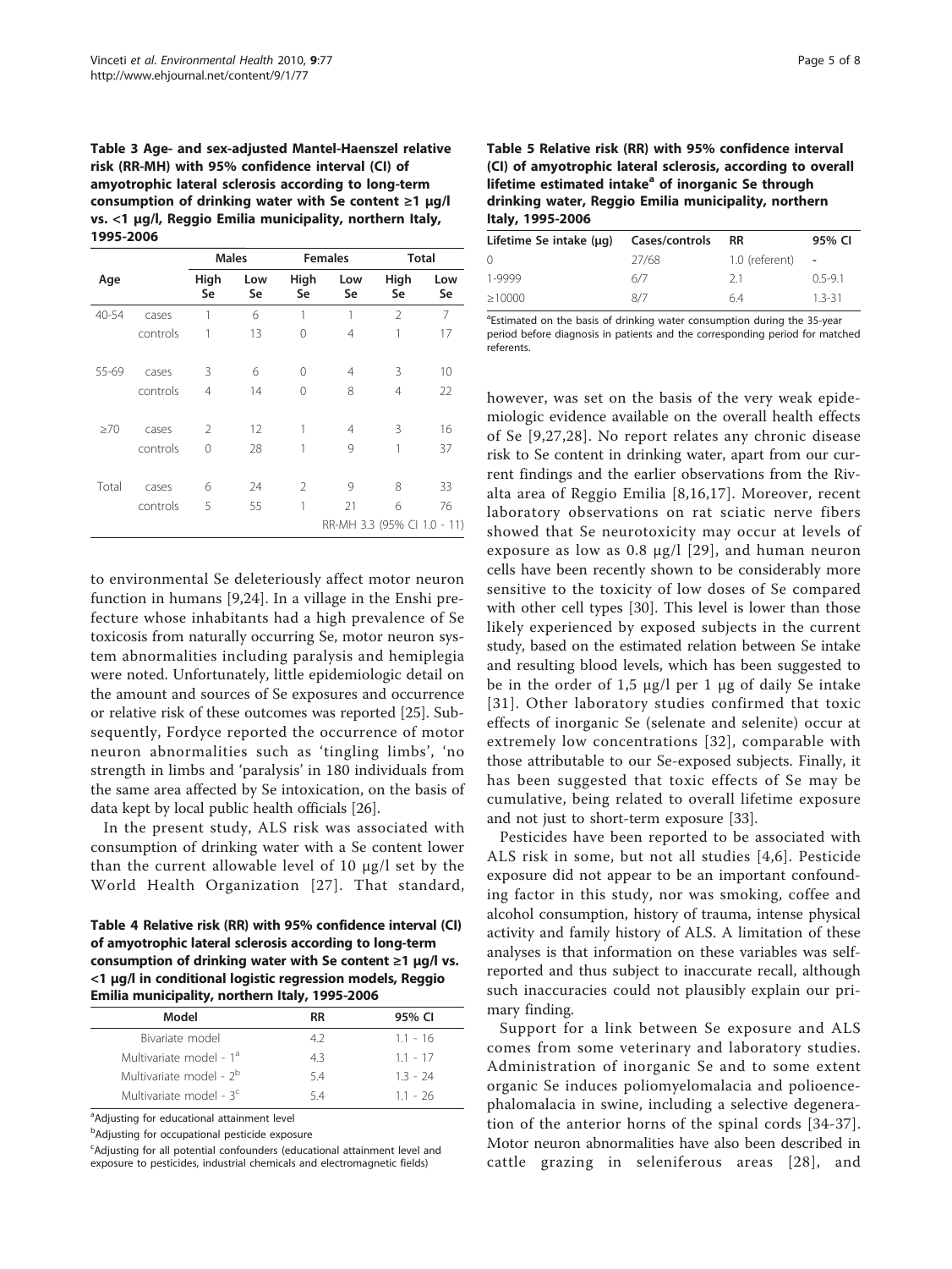**Table 3 Age- and sex-adjusted Mantel-Haenszel relative risk (RR-MH) with 95% confidence interval (CI) of amyotrophic lateral sclerosis according to long-term consumption of drinking water with Se content ≥1 μg/l vs. <1 μg/l, Reggio Emilia municipality, northern Italy, 1995-2006**

| Age | | Males | | Females | | Total | |
|---|---|---|---|---|---|---|---|
| | | High Se | Low Se | High Se | Low Se | High Se | Low Se |
| 40-54 | cases | 1 | 6 | 1 | 1 | 2 | 7 |
| | controls | 1 | 13 | 0 | 4 | 1 | 17 |
| 55-69 | cases | 3 | 6 | 0 | 4 | 3 | 10 |
| | controls | 4 | 14 | 0 | 8 | 4 | 22 |
| ≥70 | cases | 2 | 12 | 1 | 4 | 3 | 16 |
| | controls | 0 | 28 | 1 | 9 | 1 | 37 |
| Total | cases | 6 | 24 | 2 | 9 | 8 | 33 |
| | controls | 5 | 55 | 1 | 21 | 6 | 76 |
| | | | | | | RR-MH 3.3 (95% CI 1.0 - 11) | |

to environmental Se deleteriously affect motor neuron function in humans [9,24]. In a village in the Enshi prefecture whose inhabitants had a high prevalence of Se toxicosis from naturally occurring Se, motor neuron system abnormalities including paralysis and hemiplegia were noted. Unfortunately, little epidemiologic detail on the amount and sources of Se exposures and occurrence or relative risk of these outcomes was reported [25]. Subsequently, Fordyce reported the occurrence of motor neuron abnormalities such as 'tingling limbs', 'no strength in limbs and 'paralysis' in 180 individuals from the same area affected by Se intoxication, on the basis of data kept by local public health officials [26].

In the present study, ALS risk was associated with consumption of drinking water with a Se content lower than the current allowable level of 10 μg/l set by the World Health Organization [27]. That standard,

**Table 4 Relative risk (RR) with 95% confidence interval (CI) of amyotrophic lateral sclerosis according to long-term consumption of drinking water with Se content ≥1 μg/l vs. <1 μg/l in conditional logistic regression models, Reggio Emilia municipality, northern Italy, 1995-2006**

| Model | RR | 95% CI |
|---|---|---|
| Bivariate model | 4.2 | 1.1 - 16 |
| Multivariate model - 1[a] | 4.3 | 1.1 - 17 |
| Multivariate model - 2[b] | 5.4 | 1.3 - 24 |
| Multivariate model - 3[c] | 5.4 | 1.1 - 26 |

[a]Adjusting for educational attainment level

[b]Adjusting for occupational pesticide exposure

[c]Adjusting for all potential confounders (educational attainment level and exposure to pesticides, industrial chemicals and electromagnetic fields)

**Table 5 Relative risk (RR) with 95% confidence interval (CI) of amyotrophic lateral sclerosis, according to overall lifetime estimated intake[a] of inorganic Se through drinking water, Reggio Emilia municipality, northern Italy, 1995-2006**

| Lifetime Se intake (μg) | Cases/controls | RR | 95% CI |
|---|---|---|---|
| 0 | 27/68 | 1.0 (referent) | - |
| 1-9999 | 6/7 | 2.1 | 0.5-9.1 |
| ≥10000 | 8/7 | 6.4 | 1.3-31 |

[a]Estimated on the basis of drinking water consumption during the 35-year period before diagnosis in patients and the corresponding period for matched referents.

however, was set on the basis of the very weak epidemiologic evidence available on the overall health effects of Se [9,27,28]. No report relates any chronic disease risk to Se content in drinking water, apart from our current findings and the earlier observations from the Rivalta area of Reggio Emilia [8,16,17]. Moreover, recent laboratory observations on rat sciatic nerve fibers showed that Se neurotoxicity may occur at levels of exposure as low as 0.8 μg/l [29], and human neuron cells have been recently shown to be considerably more sensitive to the toxicity of low doses of Se compared with other cell types [30]. This level is lower than those likely experienced by exposed subjects in the current study, based on the estimated relation between Se intake and resulting blood levels, which has been suggested to be in the order of 1,5 μg/l per 1 μg of daily Se intake [31]. Other laboratory studies confirmed that toxic effects of inorganic Se (selenate and selenite) occur at extremely low concentrations [32], comparable with those attributable to our Se-exposed subjects. Finally, it has been suggested that toxic effects of Se may be cumulative, being related to overall lifetime exposure and not just to short-term exposure [33].

Pesticides have been reported to be associated with ALS risk in some, but not all studies [4,6]. Pesticide exposure did not appear to be an important confounding factor in this study, nor was smoking, coffee and alcohol consumption, history of trauma, intense physical activity and family history of ALS. A limitation of these analyses is that information on these variables was self-reported and thus subject to inaccurate recall, although such inaccuracies could not plausibly explain our primary finding.

Support for a link between Se exposure and ALS comes from some veterinary and laboratory studies. Administration of inorganic Se and to some extent organic Se induces poliomyelomalacia and polioencephalomalacia in swine, including a selective degeneration of the anterior horns of the spinal cords [34-37]. Motor neuron abnormalities have also been described in cattle grazing in seleniferous areas [28], and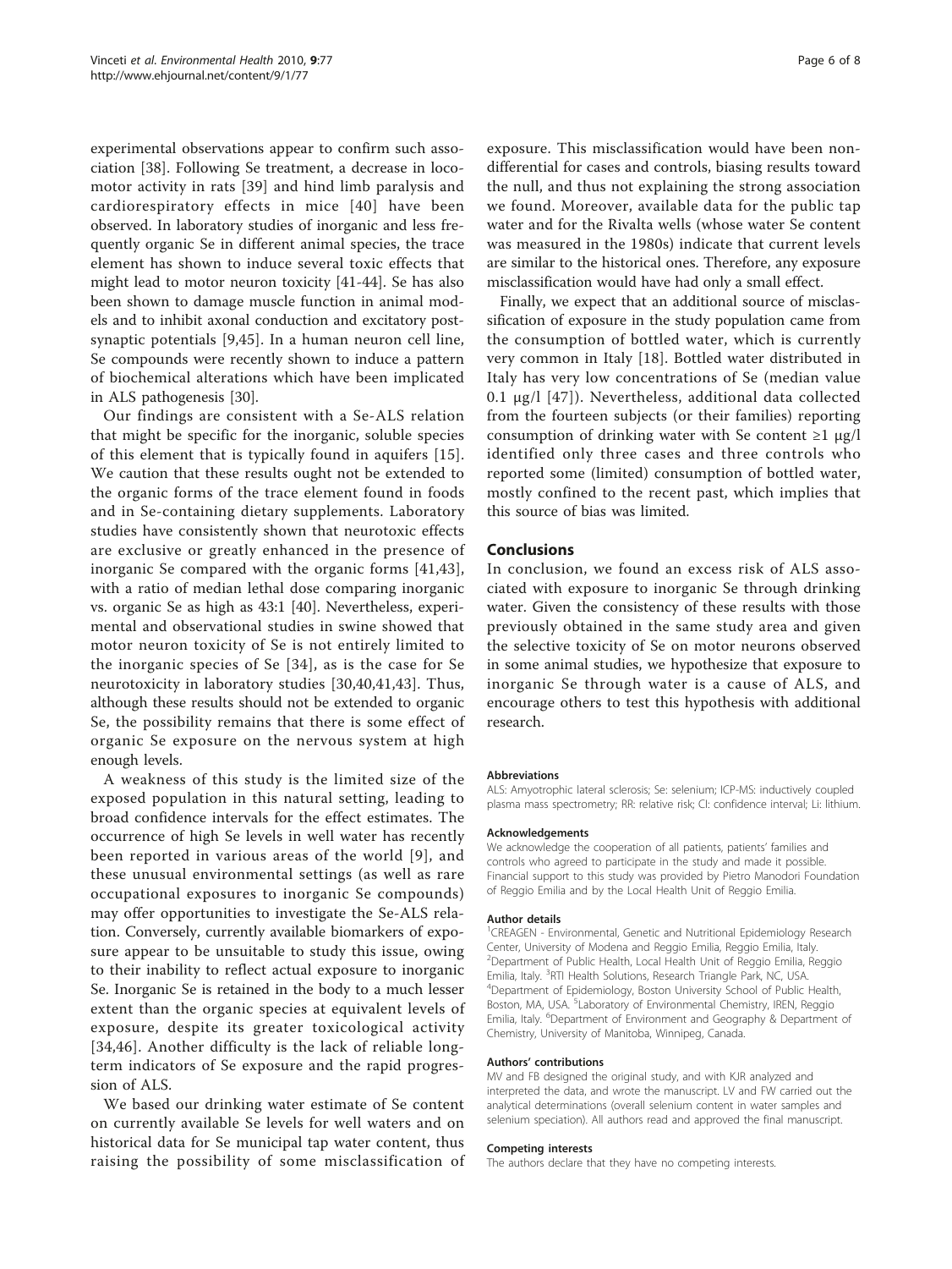experimental observations appear to confirm such association [38]. Following Se treatment, a decrease in locomotor activity in rats [39] and hind limb paralysis and cardiorespiratory effects in mice [40] have been observed. In laboratory studies of inorganic and less frequently organic Se in different animal species, the trace element has shown to induce several toxic effects that might lead to motor neuron toxicity [41-44]. Se has also been shown to damage muscle function in animal models and to inhibit axonal conduction and excitatory postsynaptic potentials [9,45]. In a human neuron cell line, Se compounds were recently shown to induce a pattern of biochemical alterations which have been implicated in ALS pathogenesis [30].

Our findings are consistent with a Se-ALS relation that might be specific for the inorganic, soluble species of this element that is typically found in aquifers [15]. We caution that these results ought not be extended to the organic forms of the trace element found in foods and in Se-containing dietary supplements. Laboratory studies have consistently shown that neurotoxic effects are exclusive or greatly enhanced in the presence of inorganic Se compared with the organic forms [41,43], with a ratio of median lethal dose comparing inorganic vs. organic Se as high as 43:1 [40]. Nevertheless, experimental and observational studies in swine showed that motor neuron toxicity of Se is not entirely limited to the inorganic species of Se [34], as is the case for Se neurotoxicity in laboratory studies [30,40,41,43]. Thus, although these results should not be extended to organic Se, the possibility remains that there is some effect of organic Se exposure on the nervous system at high enough levels.

A weakness of this study is the limited size of the exposed population in this natural setting, leading to broad confidence intervals for the effect estimates. The occurrence of high Se levels in well water has recently been reported in various areas of the world [9], and these unusual environmental settings (as well as rare occupational exposures to inorganic Se compounds) may offer opportunities to investigate the Se-ALS relation. Conversely, currently available biomarkers of exposure appear to be unsuitable to study this issue, owing to their inability to reflect actual exposure to inorganic Se. Inorganic Se is retained in the body to a much lesser extent than the organic species at equivalent levels of exposure, despite its greater toxicological activity [34,46]. Another difficulty is the lack of reliable long-term indicators of Se exposure and the rapid progression of ALS.

We based our drinking water estimate of Se content on currently available Se levels for well waters and on historical data for Se municipal tap water content, thus raising the possibility of some misclassification of exposure. This misclassification would have been non-differential for cases and controls, biasing results toward the null, and thus not explaining the strong association we found. Moreover, available data for the public tap water and for the Rivalta wells (whose water Se content was measured in the 1980s) indicate that current levels are similar to the historical ones. Therefore, any exposure misclassification would have had only a small effect.

Finally, we expect that an additional source of misclassification of exposure in the study population came from the consumption of bottled water, which is currently very common in Italy [18]. Bottled water distributed in Italy has very low concentrations of Se (median value 0.1 μg/l [47]). Nevertheless, additional data collected from the fourteen subjects (or their families) reporting consumption of drinking water with Se content ≥1 μg/l identified only three cases and three controls who reported some (limited) consumption of bottled water, mostly confined to the recent past, which implies that this source of bias was limited.

## Conclusions

In conclusion, we found an excess risk of ALS associated with exposure to inorganic Se through drinking water. Given the consistency of these results with those previously obtained in the same study area and given the selective toxicity of Se on motor neurons observed in some animal studies, we hypothesize that exposure to inorganic Se through water is a cause of ALS, and encourage others to test this hypothesis with additional research.

#### Abbreviations

ALS: Amyotrophic lateral sclerosis; Se: selenium; ICP-MS: inductively coupled plasma mass spectrometry; RR: relative risk; CI: confidence interval; Li: lithium.

#### Acknowledgements

We acknowledge the cooperation of all patients, patients' families and controls who agreed to participate in the study and made it possible. Financial support to this study was provided by Pietro Manodori Foundation of Reggio Emilia and by the Local Health Unit of Reggio Emilia.

#### Author details

[1]CREAGEN - Environmental, Genetic and Nutritional Epidemiology Research Center, University of Modena and Reggio Emilia, Reggio Emilia, Italy. [2]Department of Public Health, Local Health Unit of Reggio Emilia, Reggio Emilia, Italy. [3]RTI Health Solutions, Research Triangle Park, NC, USA. [4]Department of Epidemiology, Boston University School of Public Health, Boston, MA, USA. [5]Laboratory of Environmental Chemistry, IREN, Reggio Emilia, Italy. [6]Department of Environment and Geography & Department of Chemistry, University of Manitoba, Winnipeg, Canada.

#### Authors' contributions

MV and FB designed the original study, and with KJR analyzed and interpreted the data, and wrote the manuscript. LV and FW carried out the analytical determinations (overall selenium content in water samples and selenium speciation). All authors read and approved the final manuscript.

#### Competing interests

The authors declare that they have no competing interests.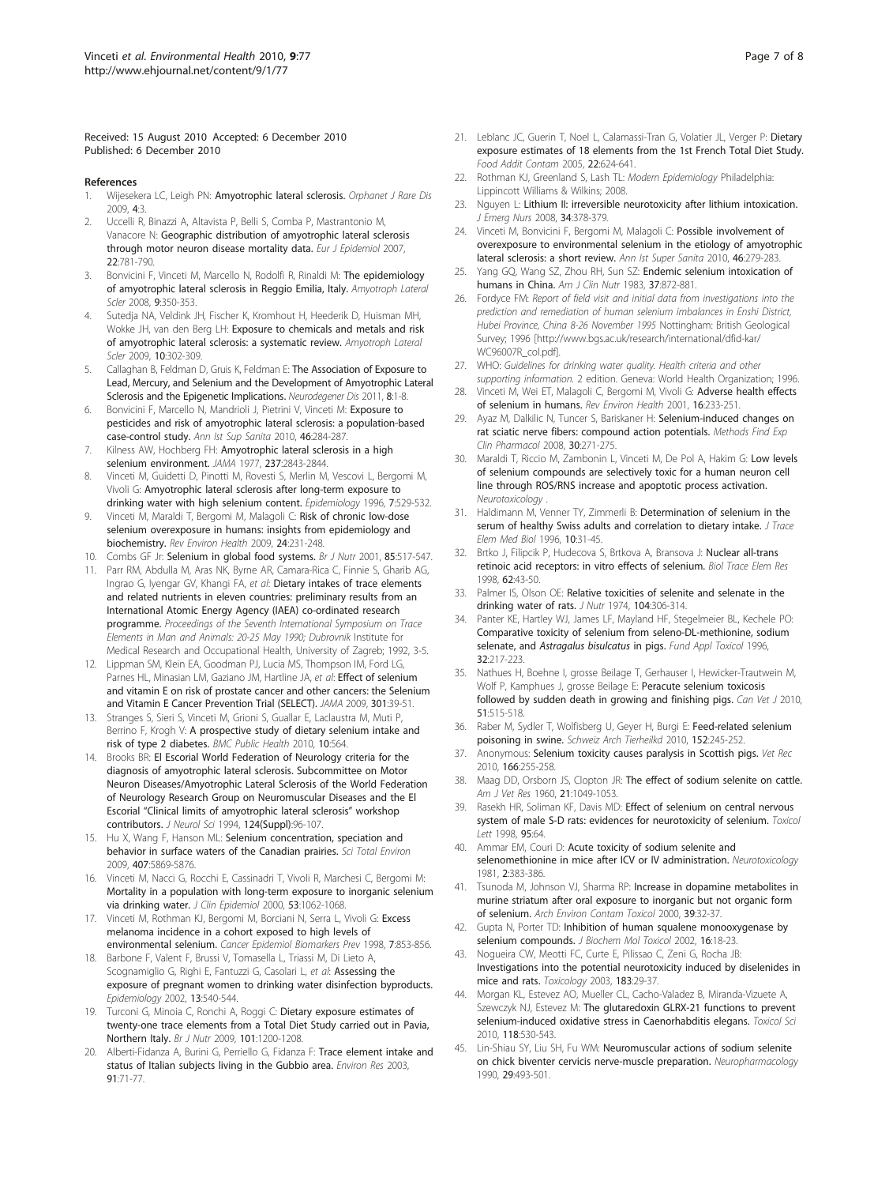Received: 15 August 2010 Accepted: 6 December 2010
Published: 6 December 2010

## References

1. Wijesekera LC, Leigh PN: **Amyotrophic lateral sclerosis.** *Orphanet J Rare Dis* 2009, **4**:3.
2. Uccelli R, Binazzi A, Altavista P, Belli S, Comba P, Mastrantonio M, Vanacore N: **Geographic distribution of amyotrophic lateral sclerosis through motor neuron disease mortality data.** *Eur J Epidemiol* 2007, **22**:781-790.
3. Bonvicini F, Vinceti M, Marcello N, Rodolfi R, Rinaldi M: **The epidemiology of amyotrophic lateral sclerosis in Reggio Emilia, Italy.** *Amyotroph Lateral Scler* 2008, **9**:350-353.
4. Sutedja NA, Veldink JH, Fischer K, Kromhout H, Heederik D, Huisman MH, Wokke JH, van den Berg LH: **Exposure to chemicals and metals and risk of amyotrophic lateral sclerosis: a systematic review.** *Amyotroph Lateral Scler* 2009, **10**:302-309.
5. Callaghan B, Feldman D, Gruis K, Feldman E: **The Association of Exposure to Lead, Mercury, and Selenium and the Development of Amyotrophic Lateral Sclerosis and the Epigenetic Implications.** *Neurodegener Dis* 2011, **8**:1-8.
6. Bonvicini F, Marcello N, Mandrioli J, Pietrini V, Vinceti M: **Exposure to pesticides and risk of amyotrophic lateral sclerosis: a population-based case-control study.** *Ann Ist Sup Sanita* 2010, **46**:284-287.
7. Kilness AW, Hochberg FH: **Amyotrophic lateral sclerosis in a high selenium environment.** *JAMA* 1977, **237**:2843-2844.
8. Vinceti M, Guidetti D, Pinotti M, Rovesti S, Merlin M, Vescovi L, Bergomi M, Vivoli G: **Amyotrophic lateral sclerosis after long-term exposure to drinking water with high selenium content.** *Epidemiology* 1996, **7**:529-532.
9. Vinceti M, Maraldi T, Bergomi M, Malagoli C: **Risk of chronic low-dose selenium overexposure in humans: insights from epidemiology and biochemistry.** *Rev Environ Health* 2009, **24**:231-248.
10. Combs GF Jr: **Selenium in global food systems.** *Br J Nutr* 2001, **85**:517-547.
11. Parr RM, Abdulla M, Aras NK, Byrne AR, Camara-Rica C, Finnie S, Gharib AG, Ingrao G, Iyengar GV, Khangi FA, *et al*: **Dietary intakes of trace elements and related nutrients in eleven countries: preliminary results from an International Atomic Energy Agency (IAEA) co-ordinated research programme.** *Proceedings of the Seventh International Symposium on Trace Elements in Man and Animals: 20-25 May 1990; Dubrovnik* Institute for Medical Research and Occupational Health, University of Zagreb; 1992, 3-5.
12. Lippman SM, Klein EA, Goodman PJ, Lucia MS, Thompson IM, Ford LG, Parnes HL, Minasian LM, Gaziano JM, Hartline JA, *et al*: **Effect of selenium and vitamin E on risk of prostate cancer and other cancers: the Selenium and Vitamin E Cancer Prevention Trial (SELECT).** *JAMA* 2009, **301**:39-51.
13. Stranges S, Sieri S, Vinceti M, Grioni S, Guallar E, Laclaustra M, Muti P, Berrino F, Krogh V: **A prospective study of dietary selenium intake and risk of type 2 diabetes.** *BMC Public Health* 2010, **10**:564.
14. Brooks BR: **El Escorial World Federation of Neurology criteria for the diagnosis of amyotrophic lateral sclerosis. Subcommittee on Motor Neuron Diseases/Amyotrophic Lateral Sclerosis of the World Federation of Neurology Research Group on Neuromuscular Diseases and the El Escorial "Clinical limits of amyotrophic lateral sclerosis" workshop contributors.** *J Neurol Sci* 1994, **124(Suppl)**:96-107.
15. Hu X, Wang F, Hanson ML: **Selenium concentration, speciation and behavior in surface waters of the Canadian prairies.** *Sci Total Environ* 2009, **407**:5869-5876.
16. Vinceti M, Nacci G, Rocchi E, Cassinadri T, Vivoli R, Marchesi C, Bergomi M: **Mortality in a population with long-term exposure to inorganic selenium via drinking water.** *J Clin Epidemiol* 2000, **53**:1062-1068.
17. Vinceti M, Rothman KJ, Bergomi M, Borciani N, Serra L, Vivoli G: **Excess melanoma incidence in a cohort exposed to high levels of environmental selenium.** *Cancer Epidemiol Biomarkers Prev* 1998, **7**:853-856.
18. Barbone F, Valent F, Brussi V, Tomasella L, Triassi M, Di Lieto A, Scognamiglio G, Righi E, Fantuzzi G, Casolari L, *et al*: **Assessing the exposure of pregnant women to drinking water disinfection byproducts.** *Epidemiology* 2002, **13**:540-544.
19. Turconi G, Minoia C, Ronchi A, Roggi C: **Dietary exposure estimates of twenty-one trace elements from a Total Diet Study carried out in Pavia, Northern Italy.** *Br J Nutr* 2009, **101**:1200-1208.
20. Alberti-Fidanza A, Burini G, Perriello G, Fidanza F: **Trace element intake and status of Italian subjects living in the Gubbio area.** *Environ Res* 2003, **91**:71-77.
21. Leblanc JC, Guerin T, Noel L, Calamassi-Tran G, Volatier JL, Verger P: **Dietary exposure estimates of 18 elements from the 1st French Total Diet Study.** *Food Addit Contam* 2005, **22**:624-641.
22. Rothman KJ, Greenland S, Lash TL: *Modern Epidemiology* Philadelphia: Lippincott Williams & Wilkins; 2008.
23. Nguyen L: **Lithium II: irreversible neurotoxicity after lithium intoxication.** *J Emerg Nurs* 2008, **34**:378-379.
24. Vinceti M, Bonvicini F, Bergomi M, Malagoli C: **Possible involvement of overexposure to environmental selenium in the etiology of amyotrophic lateral sclerosis: a short review.** *Ann Ist Super Sanita* 2010, **46**:279-283.
25. Yang GQ, Wang SZ, Zhou RH, Sun SZ: **Endemic selenium intoxication of humans in China.** *Am J Clin Nutr* 1983, **37**:872-881.
26. Fordyce FM: *Report of field visit and initial data from investigations into the prediction and remediation of human selenium imbalances in Enshi District, Hubei Province, China 8-26 November 1995* Nottingham: British Geological Survey; 1996 [http://www.bgs.ac.uk/research/international/dfid-kar/WC96007R_col.pdf].
27. WHO: *Guidelines for drinking water quality. Health criteria and other supporting information.* 2 edition. Geneva: World Health Organization; 1996.
28. Vinceti M, Wei ET, Malagoli C, Bergomi M, Vivoli G: **Adverse health effects of selenium in humans.** *Rev Environ Health* 2001, **16**:233-251.
29. Ayaz M, Dalkilic N, Tuncer S, Bariskaner H: **Selenium-induced changes on rat sciatic nerve fibers: compound action potentials.** *Methods Find Exp Clin Pharmacol* 2008, **30**:271-275.
30. Maraldi T, Riccio M, Zambonin L, Vinceti M, De Pol A, Hakim G: **Low levels of selenium compounds are selectively toxic for a human neuron cell line through ROS/RNS increase and apoptotic process activation.** *Neurotoxicology* .
31. Haldimann M, Venner TY, Zimmerli B: **Determination of selenium in the serum of healthy Swiss adults and correlation to dietary intake.** *J Trace Elem Med Biol* 1996, **10**:31-45.
32. Brtko J, Filipcik P, Hudecova S, Brtkova A, Bransova J: **Nuclear all-trans retinoic acid receptors: in vitro effects of selenium.** *Biol Trace Elem Res* 1998, **62**:43-50.
33. Palmer IS, Olson OE: **Relative toxicities of selenite and selenate in the drinking water of rats.** *J Nutr* 1974, **104**:306-314.
34. Panter KE, Hartley WJ, James LF, Mayland HF, Stegelmeier BL, Kechele PO: **Comparative toxicity of selenium from seleno-DL-methionine, sodium selenate, and *Astragalus bisulcatus* in pigs.** *Fund Appl Toxicol* 1996, **32**:217-223.
35. Nathues H, Boehne I, grosse Beilage T, Gerhauser I, Hewicker-Trautwein M, Wolf P, Kamphues J, grosse Beilage E: **Peracute selenium toxicosis followed by sudden death in growing and finishing pigs.** *Can Vet J* 2010, **51**:515-518.
36. Raber M, Sydler T, Wolfisberg U, Geyer H, Burgi E: **Feed-related selenium poisoning in swine.** *Schweiz Arch Tierheilkd* 2010, **152**:245-252.
37. Anonymous: **Selenium toxicity causes paralysis in Scottish pigs.** *Vet Rec* 2010, **166**:255-258.
38. Maag DD, Orsborn JS, Clopton JR: **The effect of sodium selenite on cattle.** *Am J Vet Res* 1960, **21**:1049-1053.
39. Rasekh HR, Soliman KF, Davis MD: **Effect of selenium on central nervous system of male S-D rats: evidences for neurotoxicity of selenium.** *Toxicol Lett* 1998, **95**:64.
40. Ammar EM, Couri D: **Acute toxicity of sodium selenite and selenomethionine in mice after ICV or IV administration.** *Neurotoxicology* 1981, **2**:383-386.
41. Tsunoda M, Johnson VJ, Sharma RP: **Increase in dopamine metabolites in murine striatum after oral exposure to inorganic but not organic form of selenium.** *Arch Environ Contam Toxicol* 2000, **39**:32-37.
42. Gupta N, Porter TD: **Inhibition of human squalene monooxygenase by selenium compounds.** *J Biochem Mol Toxicol* 2002, **16**:18-23.
43. Nogueira CW, Meotti FC, Curte E, Pilissao C, Zeni G, Rocha JB: **Investigations into the potential neurotoxicity induced by diselenides in mice and rats.** *Toxicology* 2003, **183**:29-37.
44. Morgan KL, Estevez AO, Mueller CL, Cacho-Valadez B, Miranda-Vizuete A, Szewczyk NJ, Estevez M: **The glutaredoxin GLRX-21 functions to prevent selenium-induced oxidative stress in Caenorhabditis elegans.** *Toxicol Sci* 2010, **118**:530-543.
45. Lin-Shiau SY, Liu SH, Fu WM: **Neuromuscular actions of sodium selenite on chick biventer cervicis nerve-muscle preparation.** *Neuropharmacology* 1990, **29**:493-501.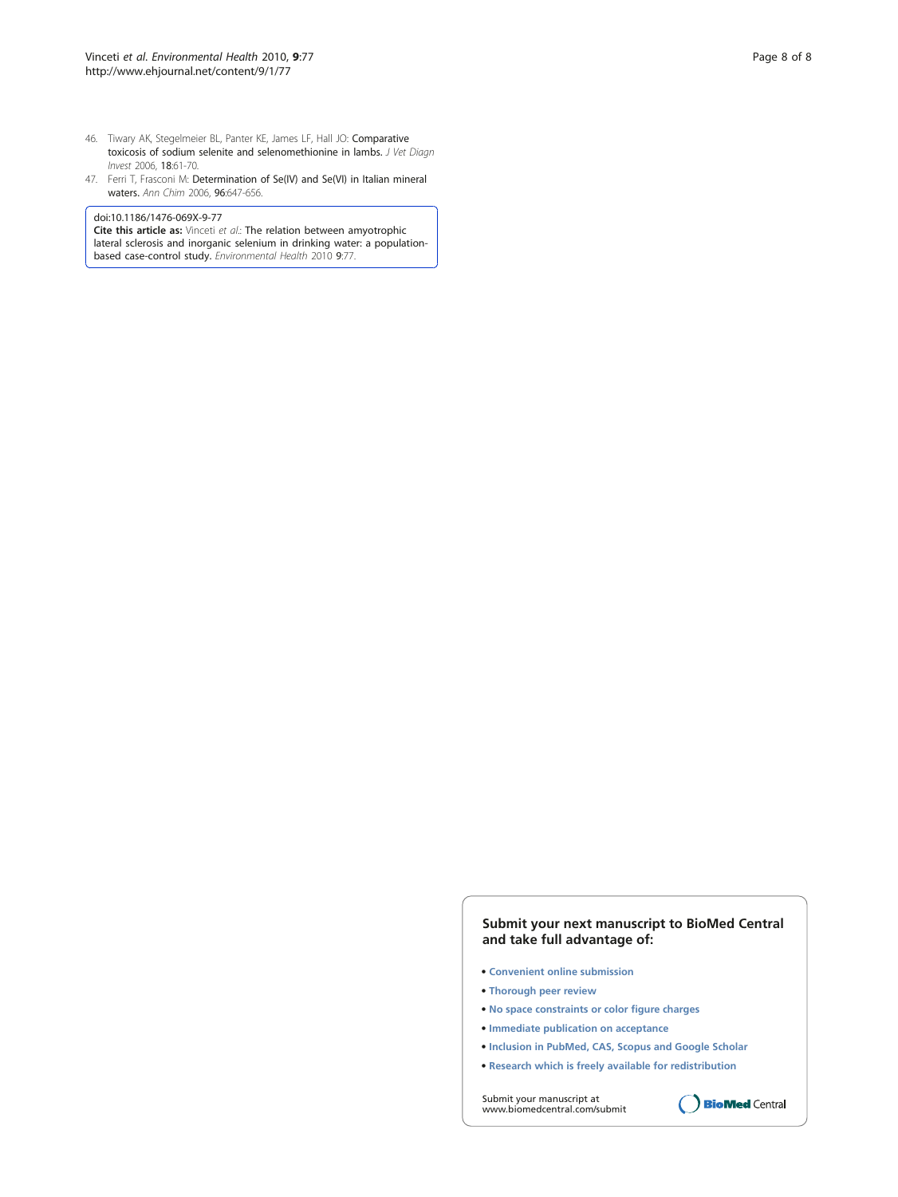46. Tiwary AK, Stegelmeier BL, Panter KE, James LF, Hall JO: **Comparative toxicosis of sodium selenite and selenomethionine in lambs.** *J Vet Diagn Invest* 2006, **18**:61-70.
47. Ferri T, Frasconi M: **Determination of Se(IV) and Se(VI) in Italian mineral waters.** *Ann Chim* 2006, **96**:647-656.

doi:10.1186/1476-069X-9-77
**Cite this article as:** Vinceti *et al.*: The relation between amyotrophic lateral sclerosis and inorganic selenium in drinking water: a population-based case-control study. *Environmental Health* 2010 **9**:77.

**Submit your next manuscript to BioMed Central and take full advantage of:**

- **Convenient online submission**
- **Thorough peer review**
- **No space constraints or color figure charges**
- **Immediate publication on acceptance**
- **Inclusion in PubMed, CAS, Scopus and Google Scholar**
- **Research which is freely available for redistribution**

Submit your manuscript at
www.biomedcentral.com/submit

BioMed Central